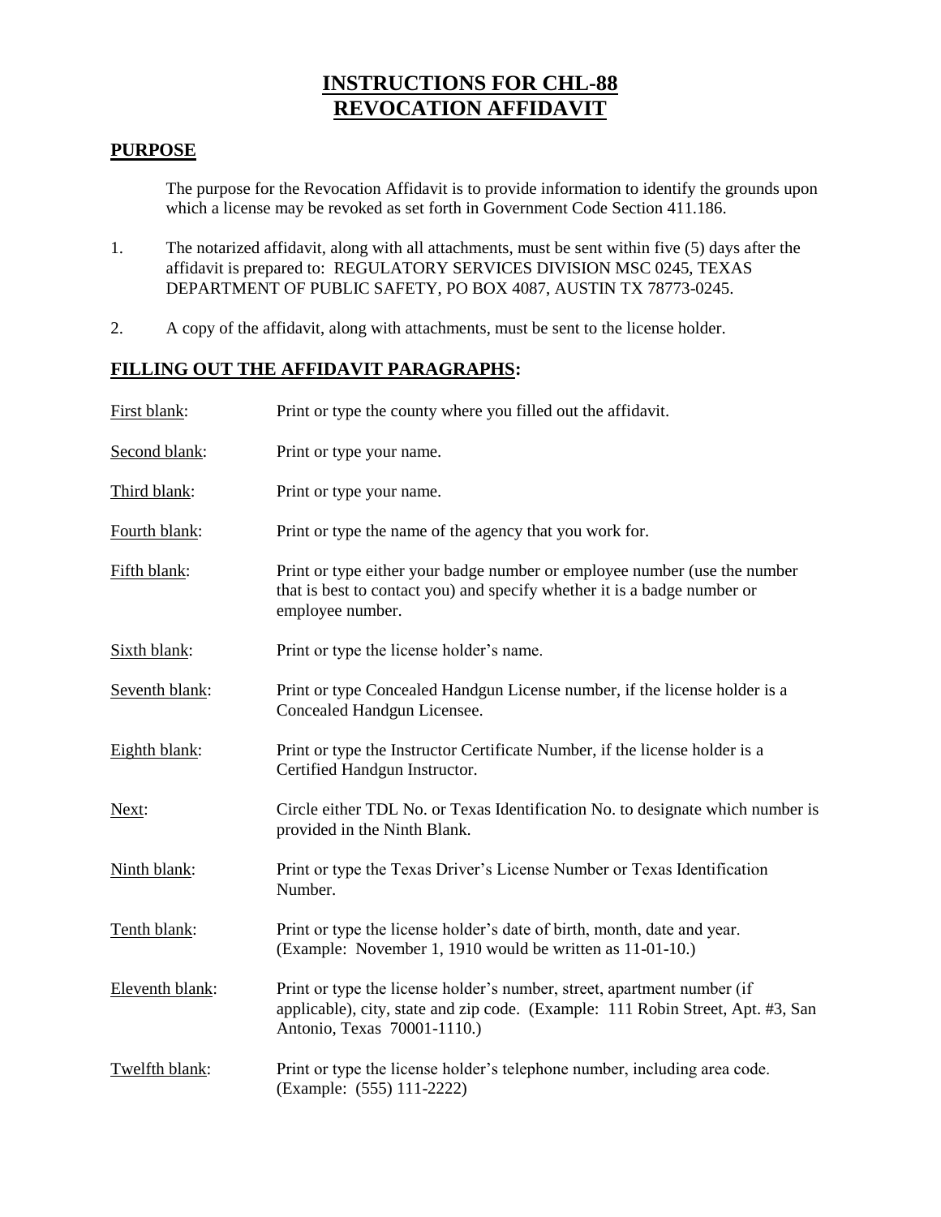# INSTRUCTIONS FOR CHL-88 REVOCATION AFFIDAVIT

## PURPOSE

The purpose for the Revocation Affidavit is to provide information to identify the grounds upon which a license may be revoked as set forth in Government Code Section 411.186.

1. The notarized affidavit, along with all attachments, must be sent within five (5) days after the affidavit is prepared to: REGULATORY SERVICES DIVISION MSC 0245, TEXAS DEPARTMENT OF PUBLIC SAFETY, PO BOX 4087, AUSTIN TX 78773-0245.

2. A copy of the affidavit, along with attachments, must be sent to the license holder.

## FILLING OUT THE AFFIDAVIT PARAGRAPHS:

First blank: Print or type the county where you filled out the affidavit.

Second blank: Print or type your name.

Third blank: Print or type your name.

Fourth blank: Print or type the name of the agency that you work for.

Fifth blank: Print or type either your badge number or employee number (use the number that is best to contact you) and specify whether it is a badge number or employee number.

Sixth blank: Print or type the license holder's name.

Seventh blank: Print or type Concealed Handgun License number, if the license holder is a Concealed Handgun Licensee.

Eighth blank: Print or type the Instructor Certificate Number, if the license holder is a Certified Handgun Instructor.

Next: Circle either TDL No. or Texas Identification No. to designate which number is provided in the Ninth Blank.

Ninth blank: Print or type the Texas Driver's License Number or Texas Identification Number.

Tenth blank: Print or type the license holder's date of birth, month, date and year. (Example: November 1, 1910 would be written as 11-01-10.)

Eleventh blank: Print or type the license holder's number, street, apartment number (if applicable), city, state and zip code. (Example: 111 Robin Street, Apt. #3, San Antonio, Texas 70001-1110.)

Twelfth blank: Print or type the license holder's telephone number, including area code. (Example: (555) 111-2222)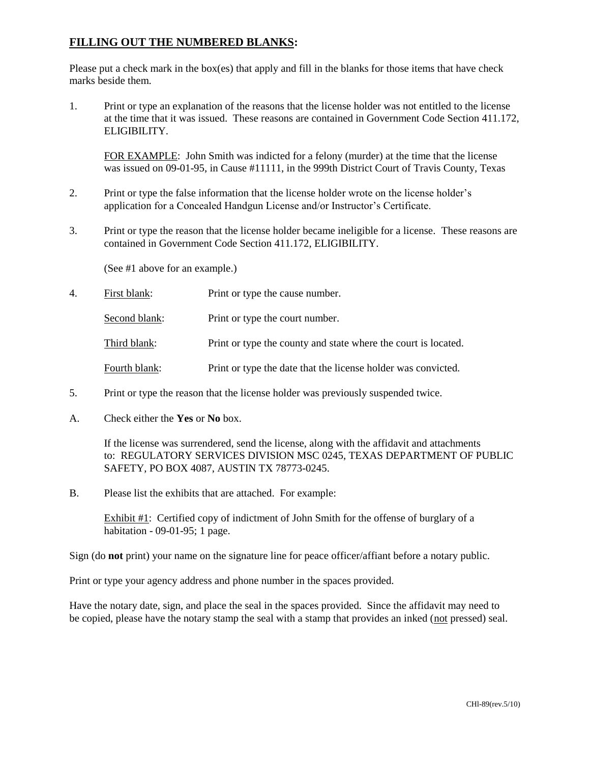## **FILLING OUT THE NUMBERED BLANKS:**

Please put a check mark in the box(es) that apply and fill in the blanks for those items that have check marks beside them.

1. Print or type an explanation of the reasons that the license holder was not entitled to the license at the time that it was issued. These reasons are contained in Government Code Section 411.172, ELIGIBILITY.

   FOR EXAMPLE: John Smith was indicted for a felony (murder) at the time that the license was issued on 09-01-95, in Cause #11111, in the 999th District Court of Travis County, Texas

2. Print or type the false information that the license holder wrote on the license holder's application for a Concealed Handgun License and/or Instructor's Certificate.

3. Print or type the reason that the license holder became ineligible for a license. These reasons are contained in Government Code Section 411.172, ELIGIBILITY.

   (See #1 above for an example.)

4. First blank: Print or type the cause number.

   Second blank: Print or type the court number.

   Third blank: Print or type the county and state where the court is located.

   Fourth blank: Print or type the date that the license holder was convicted.

5. Print or type the reason that the license holder was previously suspended twice.

A. Check either the **Yes** or **No** box.

   If the license was surrendered, send the license, along with the affidavit and attachments to: REGULATORY SERVICES DIVISION MSC 0245, TEXAS DEPARTMENT OF PUBLIC SAFETY, PO BOX 4087, AUSTIN TX 78773-0245.

B. Please list the exhibits that are attached. For example:

   Exhibit #1: Certified copy of indictment of John Smith for the offense of burglary of a habitation - 09-01-95; 1 page.

Sign (do **not** print) your name on the signature line for peace officer/affiant before a notary public.

Print or type your agency address and phone number in the spaces provided.

Have the notary date, sign, and place the seal in the spaces provided. Since the affidavit may need to be copied, please have the notary stamp the seal with a stamp that provides an inked (not pressed) seal.

CHl-89(rev.5/10)